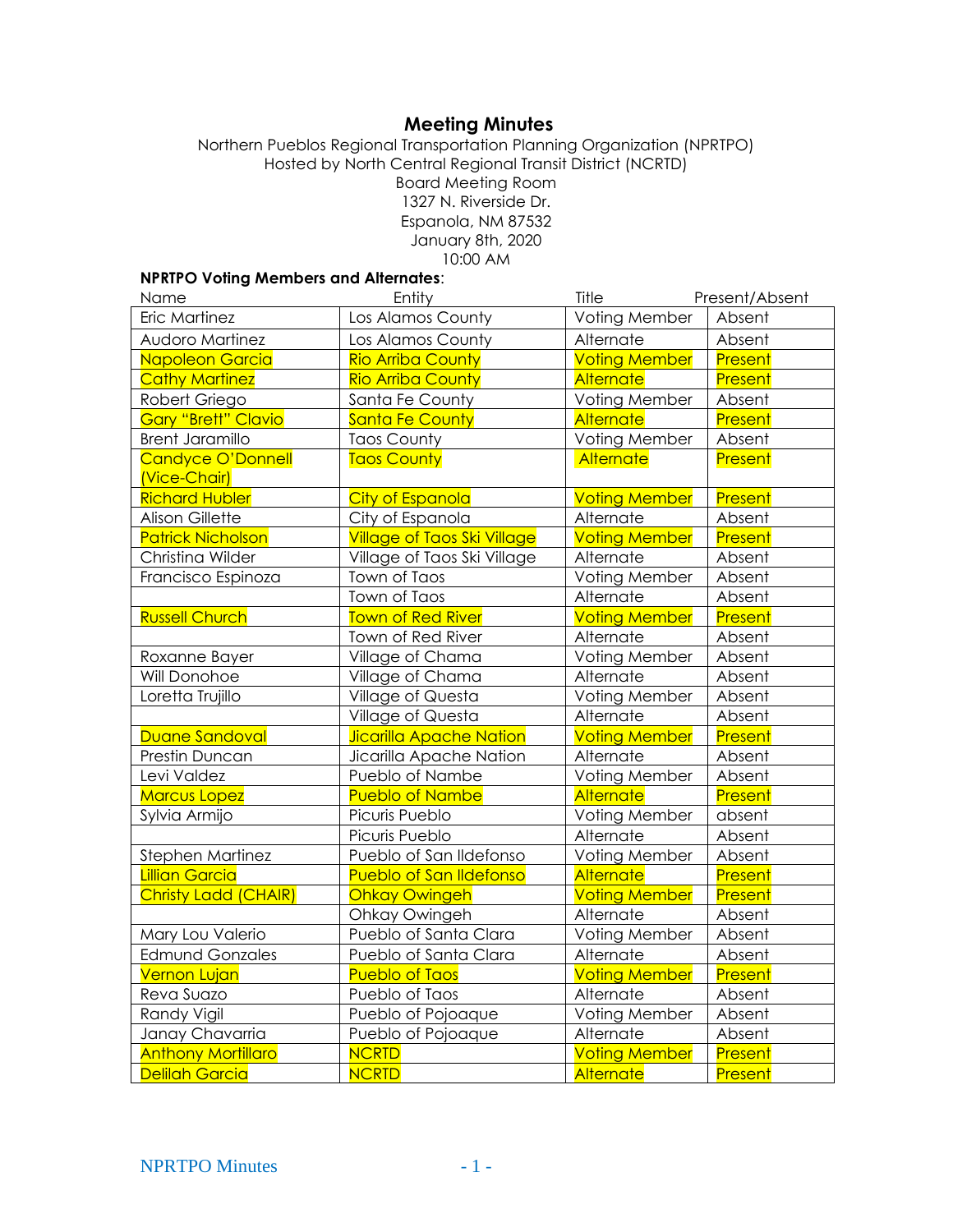# Meeting Minutes

Northern Pueblos Regional Transportation Planning Organization (NPRTPO)
Hosted by North Central Regional Transit District (NCRTD)
Board Meeting Room
1327 N. Riverside Dr.
Espanola, NM 87532
January 8th, 2020
10:00 AM

**NPRTPO Voting Members and Alternates**:

| Name | Entity | Title | Present/Absent |
|---|---|---|---|
| Eric Martinez | Los Alamos County | Voting Member | Absent |
| Audoro Martinez | Los Alamos County | Alternate | Absent |
| Napoleon Garcia | Rio Arriba County | Voting Member | Present |
| Cathy Martinez | Rio Arriba County | Alternate | Present |
| Robert Griego | Santa Fe County | Voting Member | Absent |
| Gary "Brett" Clavio | Santa Fe County | Alternate | Present |
| Brent Jaramillo | Taos County | Voting Member | Absent |
| Candyce O'Donnell (Vice-Chair) | Taos County | Alternate | Present |
| Richard Hubler | City of Espanola | Voting Member | Present |
| Alison Gillette | City of Espanola | Alternate | Absent |
| Patrick Nicholson | Village of Taos Ski Village | Voting Member | Present |
| Christina Wilder | Village of Taos Ski Village | Alternate | Absent |
| Francisco Espinoza | Town of Taos | Voting Member | Absent |
| | Town of Taos | Alternate | Absent |
| Russell Church | Town of Red River | Voting Member | Present |
| | Town of Red River | Alternate | Absent |
| Roxanne Bayer | Village of Chama | Voting Member | Absent |
| Will Donohoe | Village of Chama | Alternate | Absent |
| Loretta Trujillo | Village of Questa | Voting Member | Absent |
| | Village of Questa | Alternate | Absent |
| Duane Sandoval | Jicarilla Apache Nation | Voting Member | Present |
| Prestin Duncan | Jicarilla Apache Nation | Alternate | Absent |
| Levi Valdez | Pueblo of Nambe | Voting Member | Absent |
| Marcus Lopez | Pueblo of Nambe | Alternate | Present |
| Sylvia Armijo | Picuris Pueblo | Voting Member | absent |
| | Picuris Pueblo | Alternate | Absent |
| Stephen Martinez | Pueblo of San Ildefonso | Voting Member | Absent |
| Lillian Garcia | Pueblo of San Ildefonso | Alternate | Present |
| Christy Ladd (CHAIR) | Ohkay Owingeh | Voting Member | Present |
| | Ohkay Owingeh | Alternate | Absent |
| Mary Lou Valerio | Pueblo of Santa Clara | Voting Member | Absent |
| Edmund Gonzales | Pueblo of Santa Clara | Alternate | Absent |
| Vernon Lujan | Pueblo of Taos | Voting Member | Present |
| Reva Suazo | Pueblo of Taos | Alternate | Absent |
| Randy Vigil | Pueblo of Pojoaque | Voting Member | Absent |
| Janay Chavarria | Pueblo of Pojoaque | Alternate | Absent |
| Anthony Mortillaro | NCRTD | Voting Member | Present |
| Delilah Garcia | NCRTD | Alternate | Present |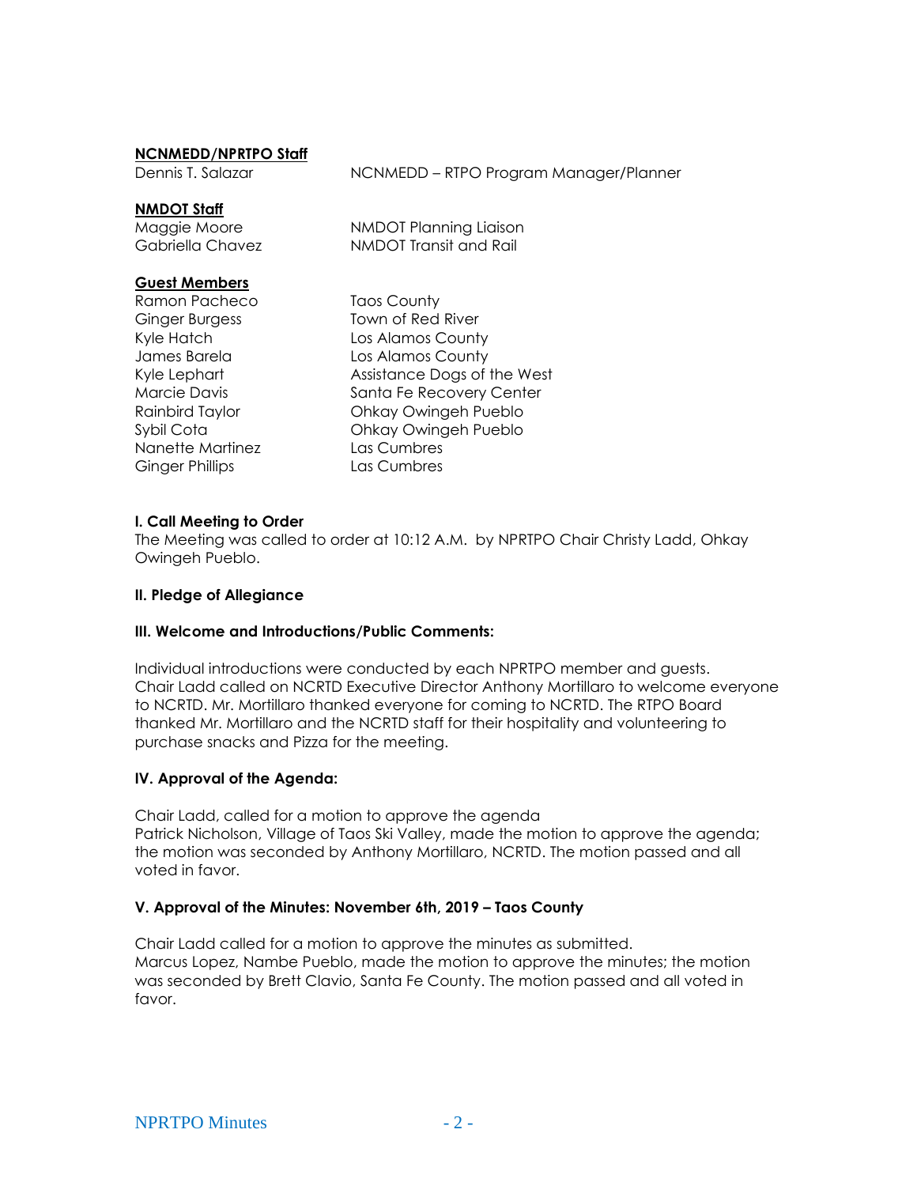**NCNMEDD/NPRTPO Staff**

| | |
|---|---|
| Dennis T. Salazar | NCNMEDD – RTPO Program Manager/Planner |

**NMDOT Staff**

| | |
|---|---|
| Maggie Moore | NMDOT Planning Liaison |
| Gabriella Chavez | NMDOT Transit and Rail |

**Guest Members**

| | |
|---|---|
| Ramon Pacheco | Taos County |
| Ginger Burgess | Town of Red River |
| Kyle Hatch | Los Alamos County |
| James Barela | Los Alamos County |
| Kyle Lephart | Assistance Dogs of the West |
| Marcie Davis | Santa Fe Recovery Center |
| Rainbird Taylor | Ohkay Owingeh Pueblo |
| Sybil Cota | Ohkay Owingeh Pueblo |
| Nanette Martinez | Las Cumbres |
| Ginger Phillips | Las Cumbres |

**I. Call Meeting to Order**

The Meeting was called to order at 10:12 A.M. by NPRTPO Chair Christy Ladd, Ohkay Owingeh Pueblo.

**II. Pledge of Allegiance**

**III. Welcome and Introductions/Public Comments:**

Individual introductions were conducted by each NPRTPO member and guests. Chair Ladd called on NCRTD Executive Director Anthony Mortillaro to welcome everyone to NCRTD. Mr. Mortillaro thanked everyone for coming to NCRTD. The RTPO Board thanked Mr. Mortillaro and the NCRTD staff for their hospitality and volunteering to purchase snacks and Pizza for the meeting.

**IV. Approval of the Agenda:**

Chair Ladd, called for a motion to approve the agenda
Patrick Nicholson, Village of Taos Ski Valley, made the motion to approve the agenda; the motion was seconded by Anthony Mortillaro, NCRTD. The motion passed and all voted in favor.

**V. Approval of the Minutes: November 6th, 2019 – Taos County**

Chair Ladd called for a motion to approve the minutes as submitted.
Marcus Lopez, Nambe Pueblo, made the motion to approve the minutes; the motion was seconded by Brett Clavio, Santa Fe County. The motion passed and all voted in favor.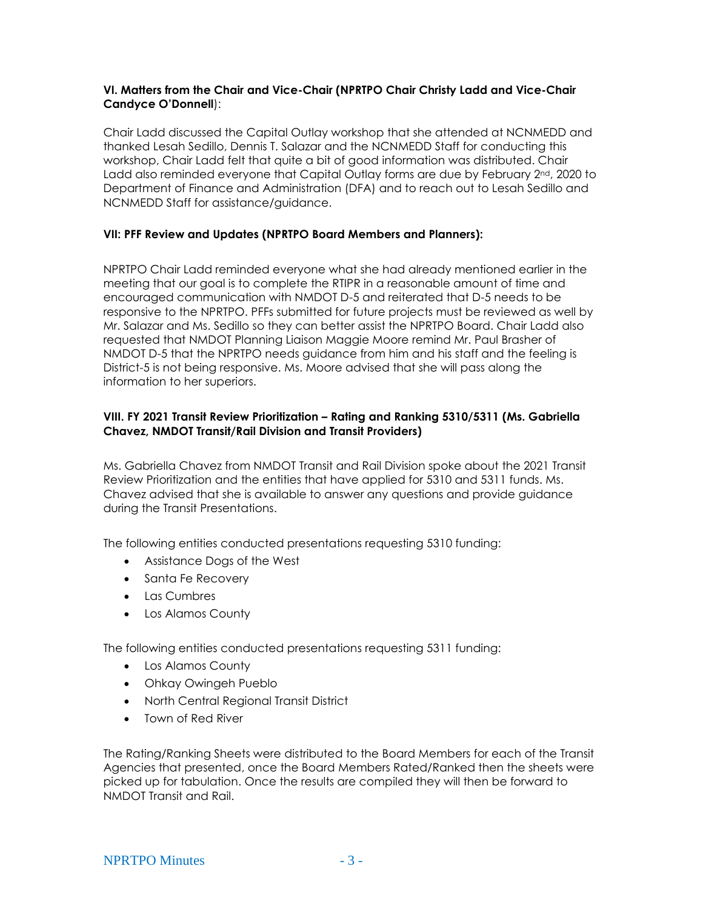**VI. Matters from the Chair and Vice-Chair (NPRTPO Chair Christy Ladd and Vice-Chair Candyce O'Donnell**):

Chair Ladd discussed the Capital Outlay workshop that she attended at NCNMEDD and thanked Lesah Sedillo, Dennis T. Salazar and the NCNMEDD Staff for conducting this workshop, Chair Ladd felt that quite a bit of good information was distributed. Chair Ladd also reminded everyone that Capital Outlay forms are due by February 2nd, 2020 to Department of Finance and Administration (DFA) and to reach out to Lesah Sedillo and NCNMEDD Staff for assistance/guidance.

**VII: PFF Review and Updates (NPRTPO Board Members and Planners):**

NPRTPO Chair Ladd reminded everyone what she had already mentioned earlier in the meeting that our goal is to complete the RTIPR in a reasonable amount of time and encouraged communication with NMDOT D-5 and reiterated that D-5 needs to be responsive to the NPRTPO. PFFs submitted for future projects must be reviewed as well by Mr. Salazar and Ms. Sedillo so they can better assist the NPRTPO Board. Chair Ladd also requested that NMDOT Planning Liaison Maggie Moore remind Mr. Paul Brasher of NMDOT D-5 that the NPRTPO needs guidance from him and his staff and the feeling is District-5 is not being responsive. Ms. Moore advised that she will pass along the information to her superiors.

**VIII. FY 2021 Transit Review Prioritization – Rating and Ranking 5310/5311 (Ms. Gabriella Chavez, NMDOT Transit/Rail Division and Transit Providers)**

Ms. Gabriella Chavez from NMDOT Transit and Rail Division spoke about the 2021 Transit Review Prioritization and the entities that have applied for 5310 and 5311 funds. Ms. Chavez advised that she is available to answer any questions and provide guidance during the Transit Presentations.

The following entities conducted presentations requesting 5310 funding:

- Assistance Dogs of the West
- Santa Fe Recovery
- Las Cumbres
- Los Alamos County

The following entities conducted presentations requesting 5311 funding:

- Los Alamos County
- Ohkay Owingeh Pueblo
- North Central Regional Transit District
- Town of Red River

The Rating/Ranking Sheets were distributed to the Board Members for each of the Transit Agencies that presented, once the Board Members Rated/Ranked then the sheets were picked up for tabulation. Once the results are compiled they will then be forward to NMDOT Transit and Rail.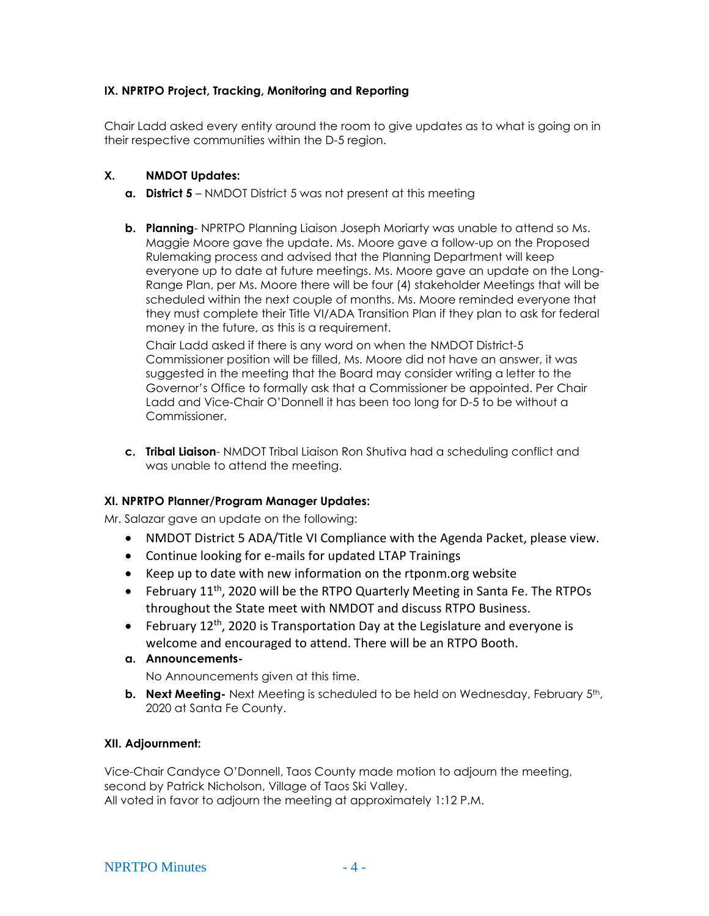**IX. NPRTPO Project, Tracking, Monitoring and Reporting**

Chair Ladd asked every entity around the room to give updates as to what is going on in their respective communities within the D-5 region.

**X. NMDOT Updates:**

- **a. District 5** – NMDOT District 5 was not present at this meeting

- **b. Planning**- NPRTPO Planning Liaison Joseph Moriarty was unable to attend so Ms. Maggie Moore gave the update. Ms. Moore gave a follow-up on the Proposed Rulemaking process and advised that the Planning Department will keep everyone up to date at future meetings. Ms. Moore gave an update on the Long-Range Plan, per Ms. Moore there will be four (4) stakeholder Meetings that will be scheduled within the next couple of months. Ms. Moore reminded everyone that they must complete their Title VI/ADA Transition Plan if they plan to ask for federal money in the future, as this is a requirement.

  Chair Ladd asked if there is any word on when the NMDOT District-5 Commissioner position will be filled, Ms. Moore did not have an answer, it was suggested in the meeting that the Board may consider writing a letter to the Governor's Office to formally ask that a Commissioner be appointed. Per Chair Ladd and Vice-Chair O'Donnell it has been too long for D-5 to be without a Commissioner.

- **c. Tribal Liaison**- NMDOT Tribal Liaison Ron Shutiva had a scheduling conflict and was unable to attend the meeting.

**XI. NPRTPO Planner/Program Manager Updates:**

Mr. Salazar gave an update on the following:

- NMDOT District 5 ADA/Title VI Compliance with the Agenda Packet, please view.
- Continue looking for e-mails for updated LTAP Trainings
- Keep up to date with new information on the rtponm.org website
- February 11th, 2020 will be the RTPO Quarterly Meeting in Santa Fe. The RTPOs throughout the State meet with NMDOT and discuss RTPO Business.
- February 12th, 2020 is Transportation Day at the Legislature and everyone is welcome and encouraged to attend. There will be an RTPO Booth.

- **a. Announcements-**

  No Announcements given at this time.

- **b. Next Meeting-** Next Meeting is scheduled to be held on Wednesday, February 5th, 2020 at Santa Fe County.

**XII. Adjournment:**

Vice-Chair Candyce O'Donnell, Taos County made motion to adjourn the meeting, second by Patrick Nicholson, Village of Taos Ski Valley.
All voted in favor to adjourn the meeting at approximately 1:12 P.M.